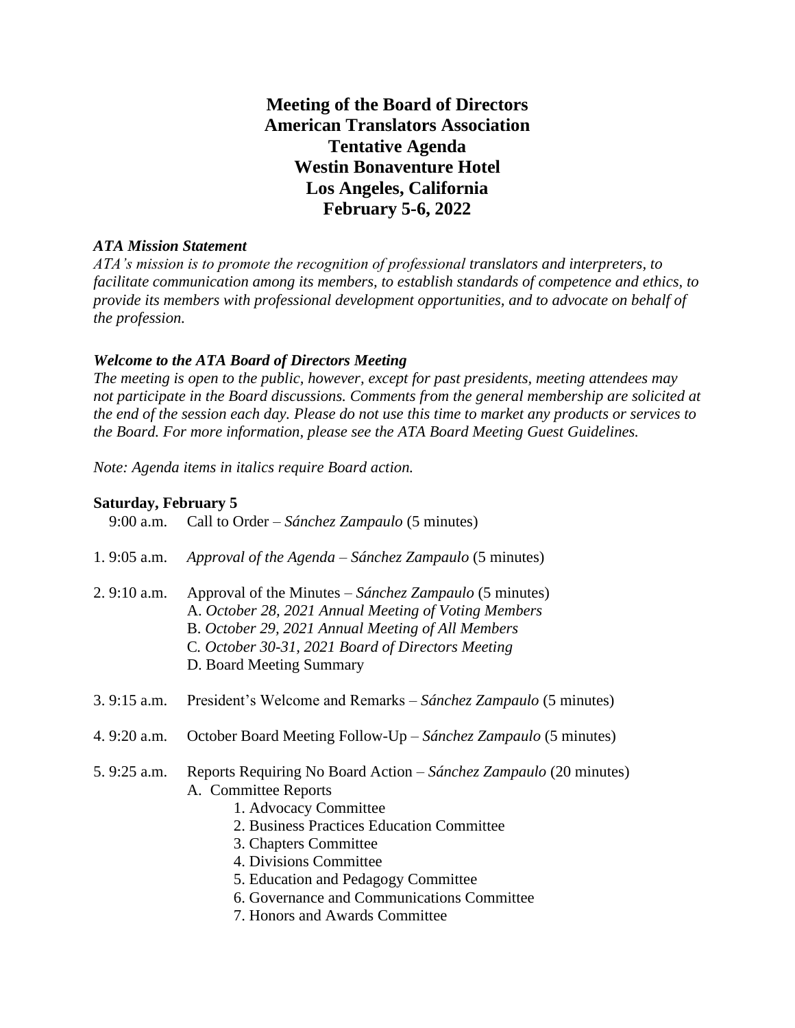# Meeting of the Board of Directors
# American Translators Association
# Tentative Agenda
# Westin Bonaventure Hotel
# Los Angeles, California
# February 5-6, 2022

***ATA Mission Statement***

*ATA's mission is to promote the recognition of professional translators and interpreters, to facilitate communication among its members, to establish standards of competence and ethics, to provide its members with professional development opportunities, and to advocate on behalf of the profession.*

***Welcome to the ATA Board of Directors Meeting***

*The meeting is open to the public, however, except for past presidents, meeting attendees may not participate in the Board discussions. Comments from the general membership are solicited at the end of the session each day. Please do not use this time to market any products or services to the Board. For more information, please see the ATA Board Meeting Guest Guidelines.*

*Note: Agenda items in italics require Board action.*

**Saturday, February 5**

9:00 a.m. Call to Order – *Sánchez Zampaulo* (5 minutes)

1. 9:05 a.m. *Approval of the Agenda – Sánchez Zampaulo* (5 minutes)

2. 9:10 a.m. Approval of the Minutes – *Sánchez Zampaulo* (5 minutes)
   - A. *October 28, 2021 Annual Meeting of Voting Members*
   - B. *October 29, 2021 Annual Meeting of All Members*
   - C. *October 30-31, 2021 Board of Directors Meeting*
   - D. Board Meeting Summary

3. 9:15 a.m. President's Welcome and Remarks – *Sánchez Zampaulo* (5 minutes)

4. 9:20 a.m. October Board Meeting Follow-Up – *Sánchez Zampaulo* (5 minutes)

5. 9:25 a.m. Reports Requiring No Board Action – *Sánchez Zampaulo* (20 minutes)
   - A. Committee Reports
     1. Advocacy Committee
     2. Business Practices Education Committee
     3. Chapters Committee
     4. Divisions Committee
     5. Education and Pedagogy Committee
     6. Governance and Communications Committee
     7. Honors and Awards Committee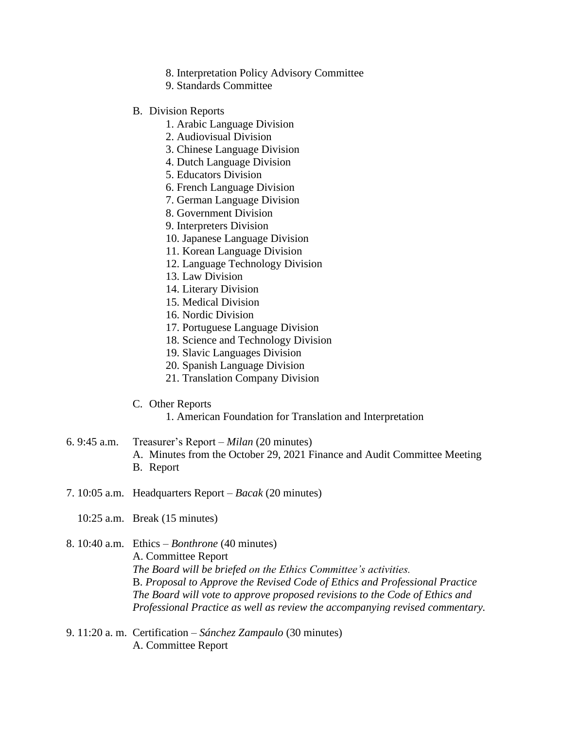8. Interpretation Policy Advisory Committee
9. Standards Committee

B. Division Reports
1. Arabic Language Division
2. Audiovisual Division
3. Chinese Language Division
4. Dutch Language Division
5. Educators Division
6. French Language Division
7. German Language Division
8. Government Division
9. Interpreters Division
10. Japanese Language Division
11. Korean Language Division
12. Language Technology Division
13. Law Division
14. Literary Division
15. Medical Division
16. Nordic Division
17. Portuguese Language Division
18. Science and Technology Division
19. Slavic Languages Division
20. Spanish Language Division
21. Translation Company Division

C. Other Reports
1. American Foundation for Translation and Interpretation

6. 9:45 a.m. Treasurer's Report – *Milan* (20 minutes)
A. Minutes from the October 29, 2021 Finance and Audit Committee Meeting
B. Report

7. 10:05 a.m. Headquarters Report – *Bacak* (20 minutes)

10:25 a.m. Break (15 minutes)

8. 10:40 a.m. Ethics – *Bonthrone* (40 minutes)
A. Committee Report
*The Board will be briefed on the Ethics Committee's activities.*
B. *Proposal to Approve the Revised Code of Ethics and Professional Practice*
*The Board will vote to approve proposed revisions to the Code of Ethics and Professional Practice as well as review the accompanying revised commentary.*

9. 11:20 a. m. Certification – *Sánchez Zampaulo* (30 minutes)
A. Committee Report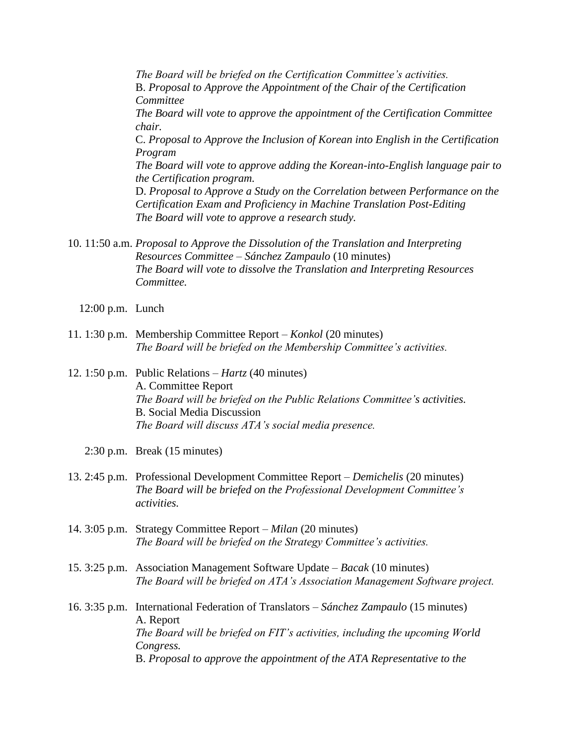*The Board will be briefed on the Certification Committee's activities.*
B. *Proposal to Approve the Appointment of the Chair of the Certification Committee*
*The Board will vote to approve the appointment of the Certification Committee chair.*
C. *Proposal to Approve the Inclusion of Korean into English in the Certification Program*
*The Board will vote to approve adding the Korean-into-English language pair to the Certification program.*
D. *Proposal to Approve a Study on the Correlation between Performance on the Certification Exam and Proficiency in Machine Translation Post-Editing*
*The Board will vote to approve a research study.*

10. 11:50 a.m. *Proposal to Approve the Dissolution of the Translation and Interpreting Resources Committee – Sánchez Zampaulo* (10 minutes)
*The Board will vote to dissolve the Translation and Interpreting Resources Committee.*

12:00 p.m. Lunch

11. 1:30 p.m. Membership Committee Report – *Konkol* (20 minutes)
*The Board will be briefed on the Membership Committee's activities.*

12. 1:50 p.m. Public Relations – *Hartz* (40 minutes)
A. Committee Report
*The Board will be briefed on the Public Relations Committee's activities.*
B. Social Media Discussion
*The Board will discuss ATA's social media presence.*

2:30 p.m. Break (15 minutes)

13. 2:45 p.m. Professional Development Committee Report – *Demichelis* (20 minutes)
*The Board will be briefed on the Professional Development Committee's activities.*

14. 3:05 p.m. Strategy Committee Report – *Milan* (20 minutes)
*The Board will be briefed on the Strategy Committee's activities.*

15. 3:25 p.m. Association Management Software Update – *Bacak* (10 minutes)
*The Board will be briefed on ATA's Association Management Software project.*

16. 3:35 p.m. International Federation of Translators – *Sánchez Zampaulo* (15 minutes)
A. Report
*The Board will be briefed on FIT's activities, including the upcoming World Congress.*
B. *Proposal to approve the appointment of the ATA Representative to the*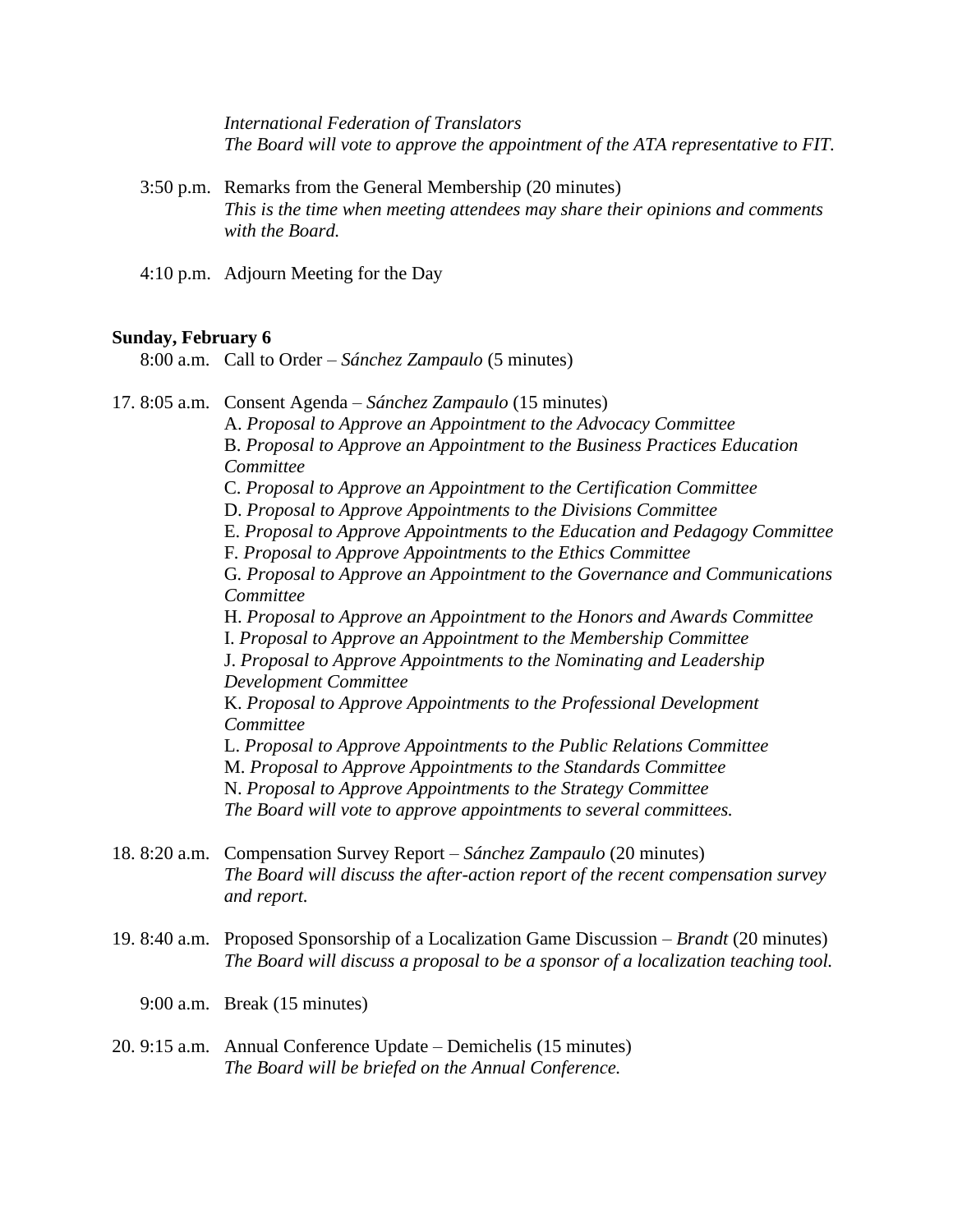*International Federation of Translators*
*The Board will vote to approve the appointment of the ATA representative to FIT.*

3:50 p.m. Remarks from the General Membership (20 minutes)
*This is the time when meeting attendees may share their opinions and comments with the Board.*

4:10 p.m. Adjourn Meeting for the Day

**Sunday, February 6**

8:00 a.m. Call to Order – *Sánchez Zampaulo* (5 minutes)

17. 8:05 a.m. Consent Agenda – *Sánchez Zampaulo* (15 minutes)
A. *Proposal to Approve an Appointment to the Advocacy Committee*
B. *Proposal to Approve an Appointment to the Business Practices Education Committee*
C. *Proposal to Approve an Appointment to the Certification Committee*
D. *Proposal to Approve Appointments to the Divisions Committee*
E. *Proposal to Approve Appointments to the Education and Pedagogy Committee*
F. *Proposal to Approve Appointments to the Ethics Committee*
G. *Proposal to Approve an Appointment to the Governance and Communications Committee*
H. *Proposal to Approve an Appointment to the Honors and Awards Committee*
I. *Proposal to Approve an Appointment to the Membership Committee*
J. *Proposal to Approve Appointments to the Nominating and Leadership Development Committee*
K. *Proposal to Approve Appointments to the Professional Development Committee*
L. *Proposal to Approve Appointments to the Public Relations Committee*
M. *Proposal to Approve Appointments to the Standards Committee*
N. *Proposal to Approve Appointments to the Strategy Committee*
*The Board will vote to approve appointments to several committees.*

18. 8:20 a.m. Compensation Survey Report – *Sánchez Zampaulo* (20 minutes)
*The Board will discuss the after-action report of the recent compensation survey and report.*

19. 8:40 a.m. Proposed Sponsorship of a Localization Game Discussion – *Brandt* (20 minutes)
*The Board will discuss a proposal to be a sponsor of a localization teaching tool.*

9:00 a.m. Break (15 minutes)

20. 9:15 a.m. Annual Conference Update – Demichelis (15 minutes)
*The Board will be briefed on the Annual Conference.*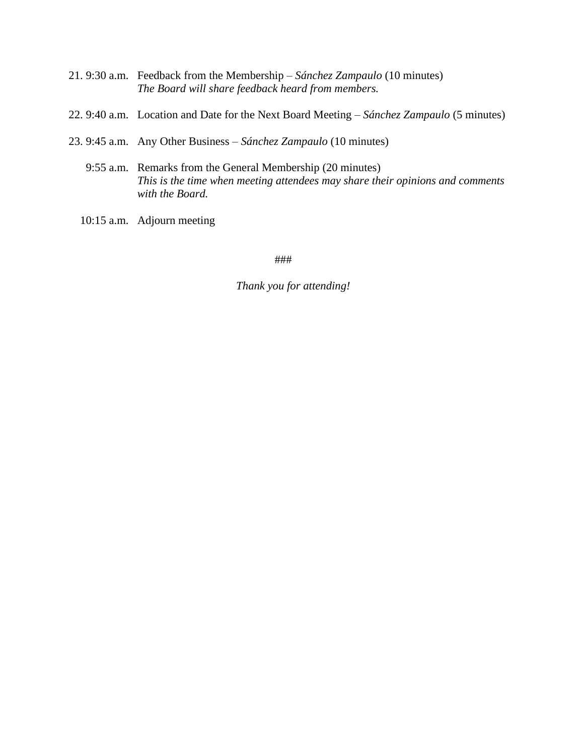21. 9:30 a.m. Feedback from the Membership – *Sánchez Zampaulo* (10 minutes)
    *The Board will share feedback heard from members.*

22. 9:40 a.m. Location and Date for the Next Board Meeting – *Sánchez Zampaulo* (5 minutes)

23. 9:45 a.m. Any Other Business – *Sánchez Zampaulo* (10 minutes)

9:55 a.m. Remarks from the General Membership (20 minutes)
*This is the time when meeting attendees may share their opinions and comments with the Board.*

10:15 a.m. Adjourn meeting

###

*Thank you for attending!*